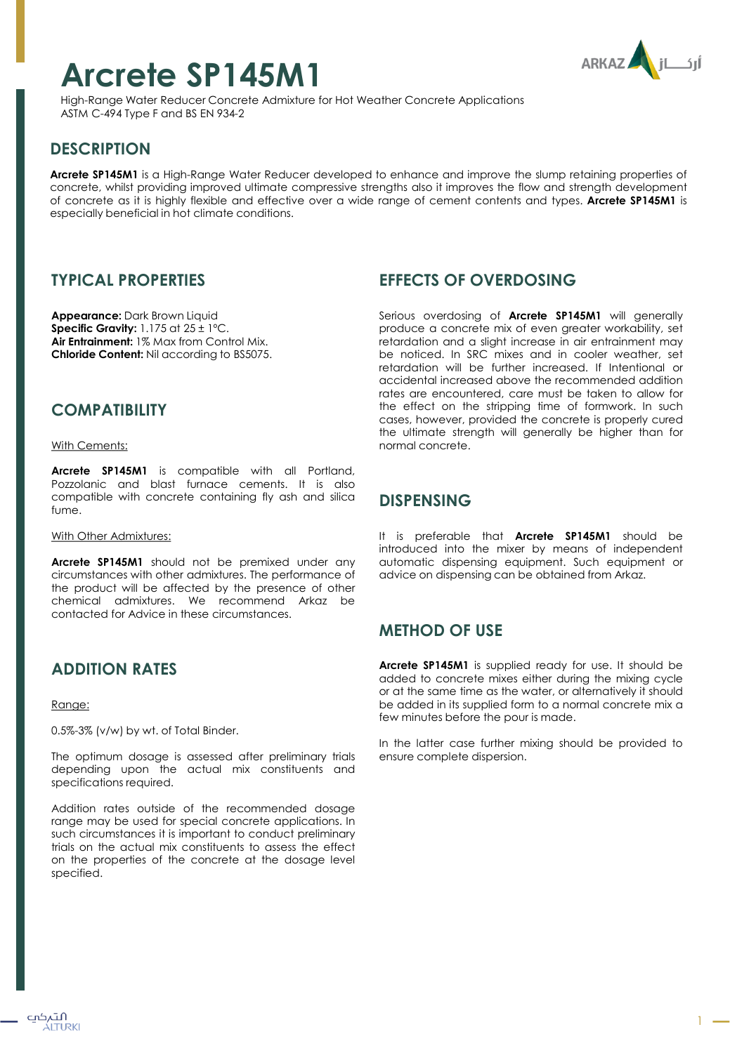# Arcrete SP145M1

High-Range Water Reducer Concrete Admixture for Hot Weather Concrete Applications
ASTM C-494 Type F and BS EN 934-2

## DESCRIPTION

**Arcrete SP145M1** is a High-Range Water Reducer developed to enhance and improve the slump retaining properties of concrete, whilst providing improved ultimate compressive strengths also it improves the flow and strength development of concrete as it is highly flexible and effective over a wide range of cement contents and types. **Arcrete SP145M1** is especially beneficial in hot climate conditions.

## TYPICAL PROPERTIES

**Appearance:** Dark Brown Liquid
**Specific Gravity:** 1.175 at 25 ± 1°C.
**Air Entrainment:** 1% Max from Control Mix.
**Chloride Content:** Nil according to BS5075.

## COMPATIBILITY

With Cements:

**Arcrete SP145M1** is compatible with all Portland, Pozzolanic and blast furnace cements. It is also compatible with concrete containing fly ash and silica fume.

With Other Admixtures:

**Arcrete SP145M1** should not be premixed under any circumstances with other admixtures. The performance of the product will be affected by the presence of other chemical admixtures. We recommend Arkaz be contacted for Advice in these circumstances.

## ADDITION RATES

Range:

0.5%-3% (v/w) by wt. of Total Binder.

The optimum dosage is assessed after preliminary trials depending upon the actual mix constituents and specifications required.

Addition rates outside of the recommended dosage range may be used for special concrete applications. In such circumstances it is important to conduct preliminary trials on the actual mix constituents to assess the effect on the properties of the concrete at the dosage level specified.

## EFFECTS OF OVERDOSING

Serious overdosing of **Arcrete SP145M1** will generally produce a concrete mix of even greater workability, set retardation and a slight increase in air entrainment may be noticed. In SRC mixes and in cooler weather, set retardation will be further increased. If Intentional or accidental increased above the recommended addition rates are encountered, care must be taken to allow for the effect on the stripping time of formwork. In such cases, however, provided the concrete is properly cured the ultimate strength will generally be higher than for normal concrete.

## DISPENSING

It is preferable that **Arcrete SP145M1** should be introduced into the mixer by means of independent automatic dispensing equipment. Such equipment or advice on dispensing can be obtained from Arkaz.

## METHOD OF USE

**Arcrete SP145M1** is supplied ready for use. It should be added to concrete mixes either during the mixing cycle or at the same time as the water, or alternatively it should be added in its supplied form to a normal concrete mix a few minutes before the pour is made.

In the latter case further mixing should be provided to ensure complete dispersion.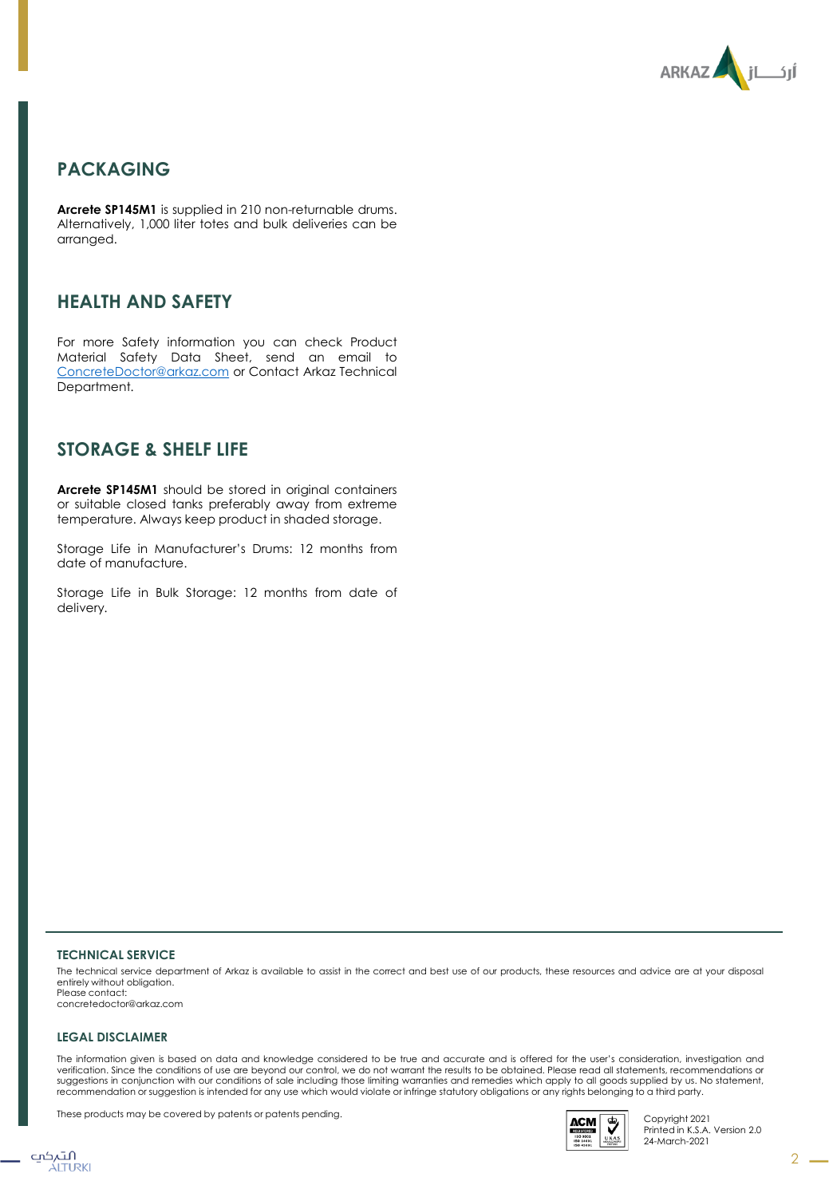## PACKAGING

**Arcrete SP145M1** is supplied in 210 non-returnable drums. Alternatively, 1,000 liter totes and bulk deliveries can be arranged.

## HEALTH AND SAFETY

For more Safety information you can check Product Material Safety Data Sheet, send an email to ConcreteDoctor@arkaz.com or Contact Arkaz Technical Department.

## STORAGE & SHELF LIFE

**Arcrete SP145M1** should be stored in original containers or suitable closed tanks preferably away from extreme temperature. Always keep product in shaded storage.

Storage Life in Manufacturer's Drums: 12 months from date of manufacture.

Storage Life in Bulk Storage: 12 months from date of delivery.

### TECHNICAL SERVICE

The technical service department of Arkaz is available to assist in the correct and best use of our products, these resources and advice are at your disposal entirely without obligation.
Please contact:
concretedoctor@arkaz.com

### LEGAL DISCLAIMER

The information given is based on data and knowledge considered to be true and accurate and is offered for the user's consideration, investigation and verification. Since the conditions of use are beyond our control, we do not warrant the results to be obtained. Please read all statements, recommendations or suggestions in conjunction with our conditions of sale including those limiting warranties and remedies which apply to all goods supplied by us. No statement, recommendation or suggestion is intended for any use which would violate or infringe statutory obligations or any rights belonging to a third party.

These products may be covered by patents or patents pending.

Copyright 2021
Printed in K.S.A. Version 2.0
24-March-2021